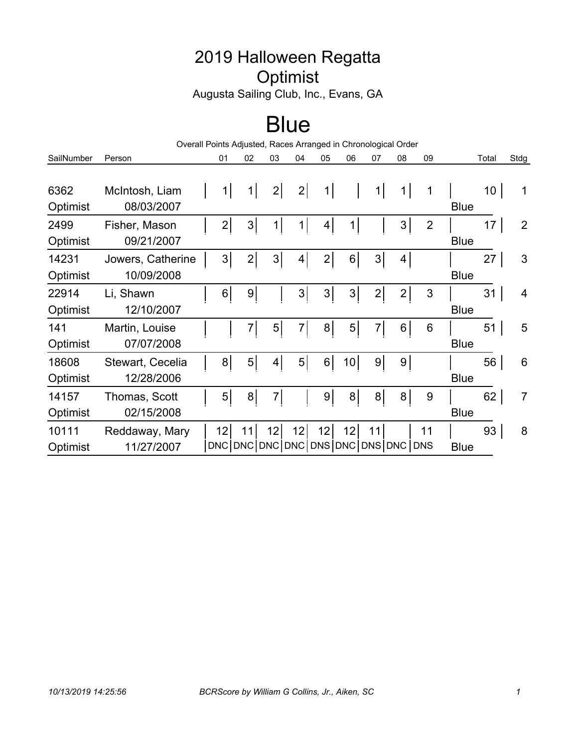# 2019 Halloween Regatta

## Optimist

Augusta Sailing Club, Inc., Evans, GA

# Blue

Overall Points Adjusted, Races Arranged in Chronological Order

| SailNumber | Person | 01 | 02 | 03 | 04 | 05 | 06 | 07 | 08 | 09 | | Total | Stdg |
|---|---|---|---|---|---|---|---|---|---|---|---|---|---|
| 6362 | McIntosh, Liam | 1 | 1 | 2 | 2 | 1 | | 1 | 1 | 1 | | 10 | 1 |
| Optimist | 08/03/2007 | | | | | | | | | | Blue | | |
| 2499 | Fisher, Mason | 2 | 3 | 1 | 1 | 4 | 1 | | 3 | 2 | | 17 | 2 |
| Optimist | 09/21/2007 | | | | | | | | | | Blue | | |
| 14231 | Jowers, Catherine | 3 | 2 | 3 | 4 | 2 | 6 | 3 | 4 | | | 27 | 3 |
| Optimist | 10/09/2008 | | | | | | | | | | Blue | | |
| 22914 | Li, Shawn | 6 | 9 | | 3 | 3 | 3 | 2 | 2 | 3 | | 31 | 4 |
| Optimist | 12/10/2007 | | | | | | | | | | Blue | | |
| 141 | Martin, Louise | | 7 | 5 | 7 | 8 | 5 | 7 | 6 | 6 | | 51 | 5 |
| Optimist | 07/07/2008 | | | | | | | | | | Blue | | |
| 18608 | Stewart, Cecelia | 8 | 5 | 4 | 5 | 6 | 10 | 9 | 9 | | | 56 | 6 |
| Optimist | 12/28/2006 | | | | | | | | | | Blue | | |
| 14157 | Thomas, Scott | 5 | 8 | 7 | | 9 | 8 | 8 | 8 | 9 | | 62 | 7 |
| Optimist | 02/15/2008 | | | | | | | | | | Blue | | |
| 10111 | Reddaway, Mary | 12 | 11 | 12 | 12 | 12 | 12 | 11 | | 11 | | 93 | 8 |
| Optimist | 11/27/2007 | DNC | DNC | DNC | DNC | DNS | DNC | DNS | DNC | DNS | Blue | | |

10/13/2019 14:25:56 BCRScore by William G Collins, Jr., Aiken, SC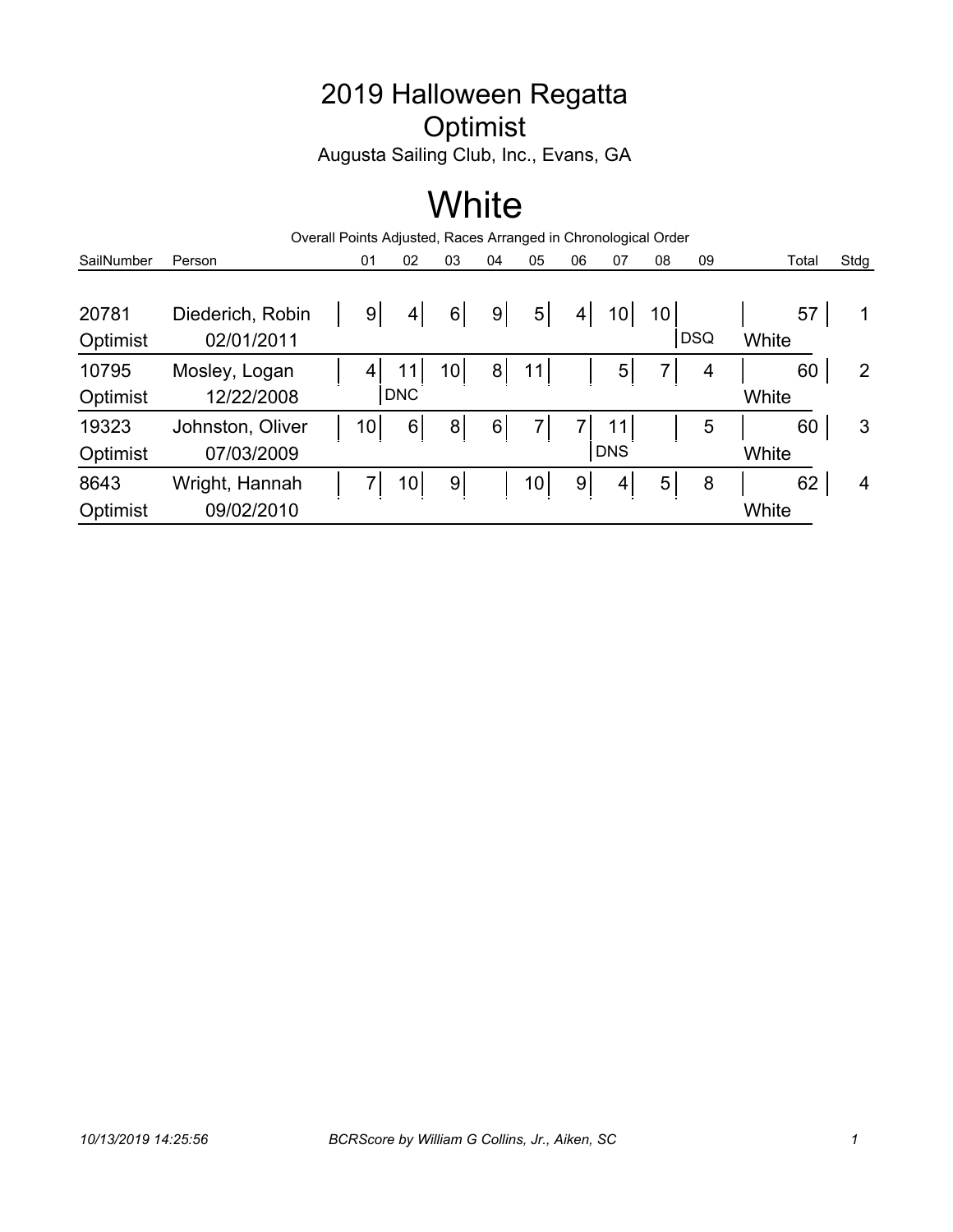# 2019 Halloween Regatta

## Optimist

Augusta Sailing Club, Inc., Evans, GA

# White

Overall Points Adjusted, Races Arranged in Chronological Order

| SailNumber | Person | 01 | 02 | 03 | 04 | 05 | 06 | 07 | 08 | 09 | Total | Stdg |
|---|---|---|---|---|---|---|---|---|---|---|---|---|
| 20781 | Diederich, Robin | 9 | 4 | 6 | 9 | 5 | 4 | 10 | 10 | | 57 | 1 |
| Optimist | 02/01/2011 | | | | | | | | | DSQ | White | |
| 10795 | Mosley, Logan | 4 | 11 | 10 | 8 | 11 | | 5 | 7 | 4 | 60 | 2 |
| Optimist | 12/22/2008 | | DNC | | | | | | | | White | |
| 19323 | Johnston, Oliver | 10 | 6 | 8 | 6 | 7 | 7 | 11 | | 5 | 60 | 3 |
| Optimist | 07/03/2009 | | | | | | | DNS | | | White | |
| 8643 | Wright, Hannah | 7 | 10 | 9 | | 10 | 9 | 4 | 5 | 8 | 62 | 4 |
| Optimist | 09/02/2010 | | | | | | | | | | White | |

*10/13/2019 14:25:56* *BCRScore by William G Collins, Jr., Aiken, SC*